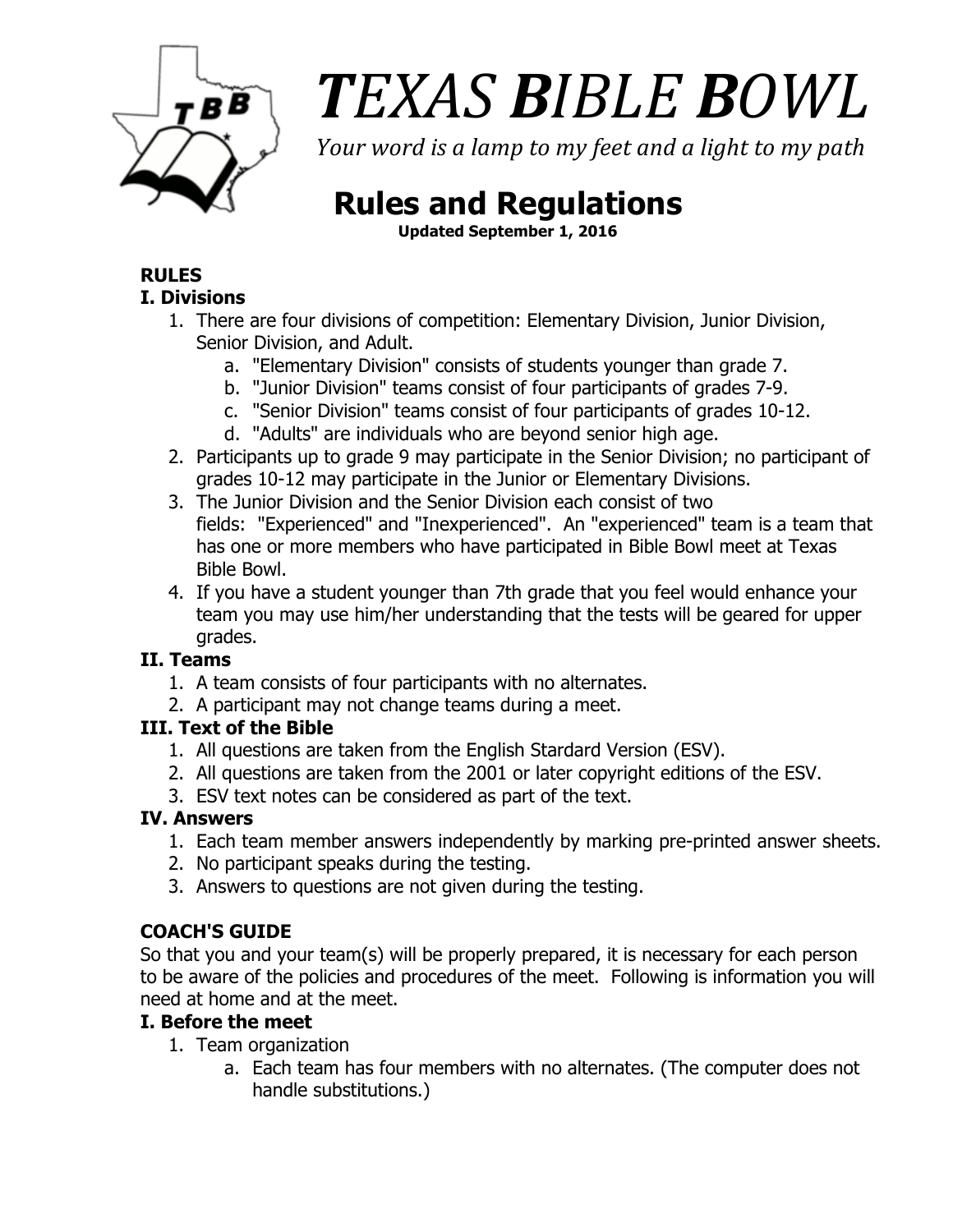# *T*EXAS *B*IBLE *B*OWL

*Your word is a lamp to my feet and a light to my path*

## Rules and Regulations

**Updated September 1, 2016**

### RULES

#### I. Divisions

1. There are four divisions of competition: Elementary Division, Junior Division, Senior Division, and Adult.
   a. "Elementary Division" consists of students younger than grade 7.
   b. "Junior Division" teams consist of four participants of grades 7-9.
   c. "Senior Division" teams consist of four participants of grades 10-12.
   d. "Adults" are individuals who are beyond senior high age.
2. Participants up to grade 9 may participate in the Senior Division; no participant of grades 10-12 may participate in the Junior or Elementary Divisions.
3. The Junior Division and the Senior Division each consist of two fields: "Experienced" and "Inexperienced". An "experienced" team is a team that has one or more members who have participated in Bible Bowl meet at Texas Bible Bowl.
4. If you have a student younger than 7th grade that you feel would enhance your team you may use him/her understanding that the tests will be geared for upper grades.

#### II. Teams

1. A team consists of four participants with no alternates.
2. A participant may not change teams during a meet.

#### III. Text of the Bible

1. All questions are taken from the English Stardard Version (ESV).
2. All questions are taken from the 2001 or later copyright editions of the ESV.
3. ESV text notes can be considered as part of the text.

#### IV. Answers

1. Each team member answers independently by marking pre-printed answer sheets.
2. No participant speaks during the testing.
3. Answers to questions are not given during the testing.

### COACH'S GUIDE

So that you and your team(s) will be properly prepared, it is necessary for each person to be aware of the policies and procedures of the meet. Following is information you will need at home and at the meet.

#### I. Before the meet

1. Team organization
   a. Each team has four members with no alternates. (The computer does not handle substitutions.)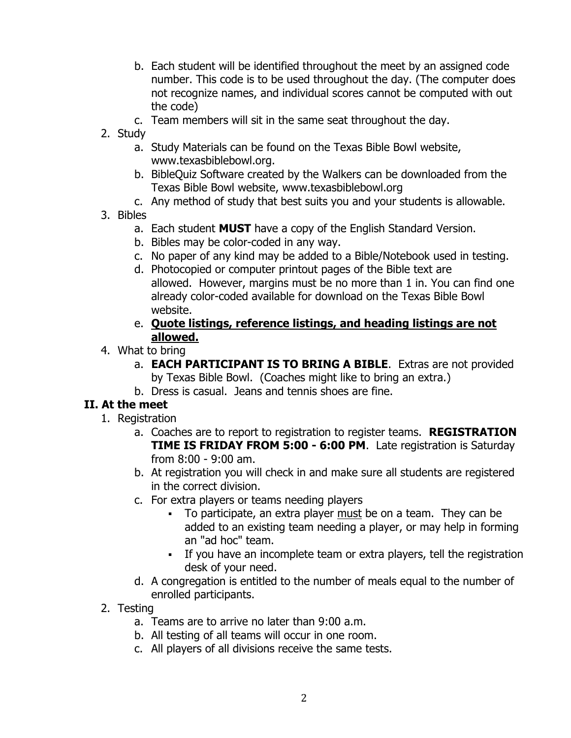b. Each student will be identified throughout the meet by an assigned code number. This code is to be used throughout the day. (The computer does not recognize names, and individual scores cannot be computed with out the code)
   c. Team members will sit in the same seat throughout the day.

2. Study
   a. Study Materials can be found on the Texas Bible Bowl website, www.texasbiblebowl.org.
   b. BibleQuiz Software created by the Walkers can be downloaded from the Texas Bible Bowl website, www.texasbiblebowl.org
   c. Any method of study that best suits you and your students is allowable.

3. Bibles
   a. Each student **MUST** have a copy of the English Standard Version.
   b. Bibles may be color-coded in any way.
   c. No paper of any kind may be added to a Bible/Notebook used in testing.
   d. Photocopied or computer printout pages of the Bible text are allowed. However, margins must be no more than 1 in. You can find one already color-coded available for download on the Texas Bible Bowl website.
   e. <u>**Quote listings, reference listings, and heading listings are not allowed.**</u>

4. What to bring
   a. **EACH PARTICIPANT IS TO BRING A BIBLE**. Extras are not provided by Texas Bible Bowl. (Coaches might like to bring an extra.)
   b. Dress is casual. Jeans and tennis shoes are fine.

## II. At the meet

1. Registration
   a. Coaches are to report to registration to register teams. **REGISTRATION TIME IS FRIDAY FROM 5:00 - 6:00 PM**. Late registration is Saturday from 8:00 - 9:00 am.
   b. At registration you will check in and make sure all students are registered in the correct division.
   c. For extra players or teams needing players
      - To participate, an extra player <u>must</u> be on a team. They can be added to an existing team needing a player, or may help in forming an "ad hoc" team.
      - If you have an incomplete team or extra players, tell the registration desk of your need.
   d. A congregation is entitled to the number of meals equal to the number of enrolled participants.

2. Testing
   a. Teams are to arrive no later than 9:00 a.m.
   b. All testing of all teams will occur in one room.
   c. All players of all divisions receive the same tests.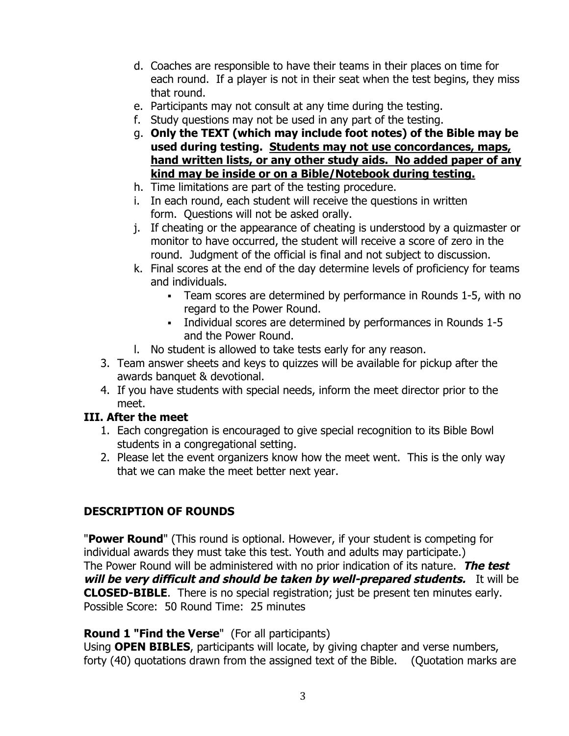d. Coaches are responsible to have their teams in their places on time for each round. If a player is not in their seat when the test begins, they miss that round.
e. Participants may not consult at any time during the testing.
f. Study questions may not be used in any part of the testing.
g. **Only the TEXT (which may include foot notes) of the Bible may be used during testing. <u>Students may not use concordances, maps, hand written lists, or any other study aids. No added paper of any kind may be inside or on a Bible/Notebook during testing.</u>**
h. Time limitations are part of the testing procedure.
i. In each round, each student will receive the questions in written form. Questions will not be asked orally.
j. If cheating or the appearance of cheating is understood by a quizmaster or monitor to have occurred, the student will receive a score of zero in the round. Judgment of the official is final and not subject to discussion.
k. Final scores at the end of the day determine levels of proficiency for teams and individuals.
   - Team scores are determined by performance in Rounds 1-5, with no regard to the Power Round.
   - Individual scores are determined by performances in Rounds 1-5 and the Power Round.
l. No student is allowed to take tests early for any reason.

3. Team answer sheets and keys to quizzes will be available for pickup after the awards banquet & devotional.
4. If you have students with special needs, inform the meet director prior to the meet.

### III. After the meet

1. Each congregation is encouraged to give special recognition to its Bible Bowl students in a congregational setting.
2. Please let the event organizers know how the meet went. This is the only way that we can make the meet better next year.

## DESCRIPTION OF ROUNDS

"**Power Round**" (This round is optional. However, if your student is competing for individual awards they must take this test. Youth and adults may participate.)
The Power Round will be administered with no prior indication of its nature. ***The test will be very difficult and should be taken by well-prepared students.*** It will be **CLOSED-BIBLE**. There is no special registration; just be present ten minutes early.
Possible Score: 50 Round Time: 25 minutes

**Round 1 "Find the Verse"** (For all participants)
Using **OPEN BIBLES**, participants will locate, by giving chapter and verse numbers, forty (40) quotations drawn from the assigned text of the Bible. (Quotation marks are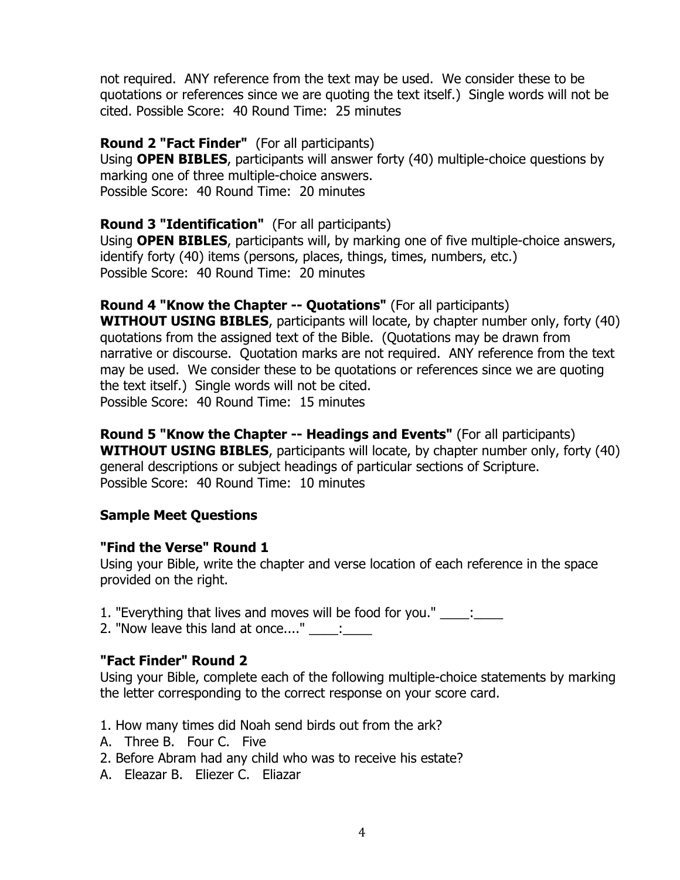not required. ANY reference from the text may be used. We consider these to be quotations or references since we are quoting the text itself.) Single words will not be cited. Possible Score: 40 Round Time: 25 minutes

**Round 2 "Fact Finder"** (For all participants)
Using **OPEN BIBLES**, participants will answer forty (40) multiple-choice questions by marking one of three multiple-choice answers.
Possible Score: 40 Round Time: 20 minutes

**Round 3 "Identification"** (For all participants)
Using **OPEN BIBLES**, participants will, by marking one of five multiple-choice answers, identify forty (40) items (persons, places, things, times, numbers, etc.)
Possible Score: 40 Round Time: 20 minutes

**Round 4 "Know the Chapter -- Quotations"** (For all participants)
**WITHOUT USING BIBLES**, participants will locate, by chapter number only, forty (40) quotations from the assigned text of the Bible. (Quotations may be drawn from narrative or discourse. Quotation marks are not required. ANY reference from the text may be used. We consider these to be quotations or references since we are quoting the text itself.) Single words will not be cited.
Possible Score: 40 Round Time: 15 minutes

**Round 5 "Know the Chapter -- Headings and Events"** (For all participants)
**WITHOUT USING BIBLES**, participants will locate, by chapter number only, forty (40) general descriptions or subject headings of particular sections of Scripture.
Possible Score: 40 Round Time: 10 minutes

**Sample Meet Questions**

**"Find the Verse" Round 1**
Using your Bible, write the chapter and verse location of each reference in the space provided on the right.

1. "Everything that lives and moves will be food for you." ____:____
2. "Now leave this land at once...." ____:____

**"Fact Finder" Round 2**
Using your Bible, complete each of the following multiple-choice statements by marking the letter corresponding to the correct response on your score card.

1. How many times did Noah send birds out from the ark?
A. Three B. Four C. Five
2. Before Abram had any child who was to receive his estate?
A. Eleazar B. Eliezer C. Eliazar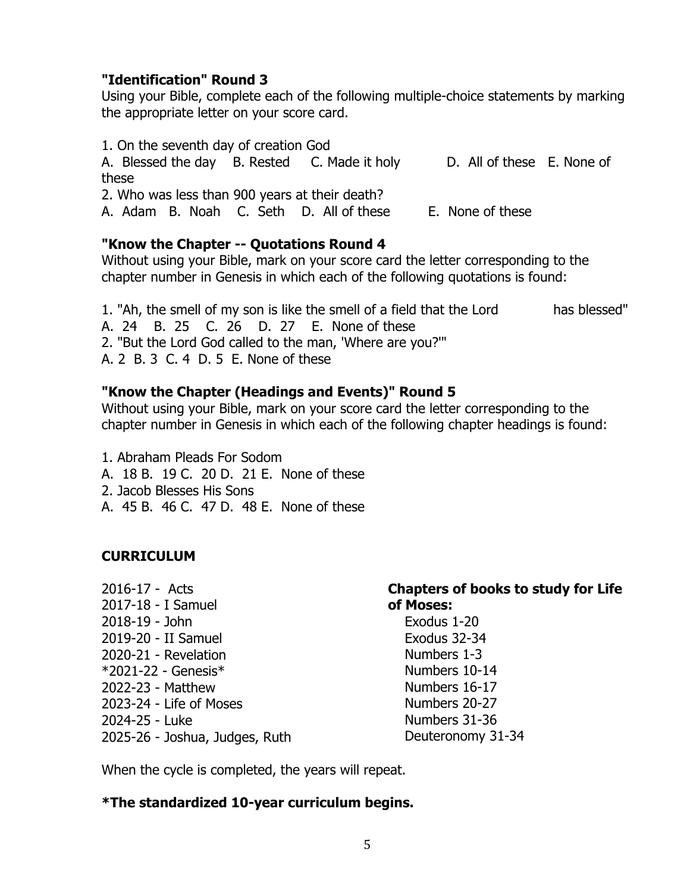**"Identification" Round 3**

Using your Bible, complete each of the following multiple-choice statements by marking the appropriate letter on your score card.

1. On the seventh day of creation God

A. Blessed the day B. Rested C. Made it holy D. All of these E. None of these

2. Who was less than 900 years at their death?

A. Adam B. Noah C. Seth D. All of these E. None of these

**"Know the Chapter -- Quotations Round 4**

Without using your Bible, mark on your score card the letter corresponding to the chapter number in Genesis in which each of the following quotations is found:

1. "Ah, the smell of my son is like the smell of a field that the Lord has blessed"

A. 24 B. 25 C. 26 D. 27 E. None of these

2. "But the Lord God called to the man, 'Where are you?'"

A. 2 B. 3 C. 4 D. 5 E. None of these

**"Know the Chapter (Headings and Events)" Round 5**

Without using your Bible, mark on your score card the letter corresponding to the chapter number in Genesis in which each of the following chapter headings is found:

1. Abraham Pleads For Sodom

A. 18 B. 19 C. 20 D. 21 E. None of these

2. Jacob Blesses His Sons

A. 45 B. 46 C. 47 D. 48 E. None of these

**CURRICULUM**

2016-17 - Acts
2017-18 - I Samuel
2018-19 - John
2019-20 - II Samuel
2020-21 - Revelation
*2021-22 - Genesis*
2022-23 - Matthew
2023-24 - Life of Moses
2024-25 - Luke
2025-26 - Joshua, Judges, Ruth

**Chapters of books to study for Life of Moses:**

Exodus 1-20
Exodus 32-34
Numbers 1-3
Numbers 10-14
Numbers 16-17
Numbers 20-27
Numbers 31-36
Deuteronomy 31-34

When the cycle is completed, the years will repeat.

**\*The standardized 10-year curriculum begins.**